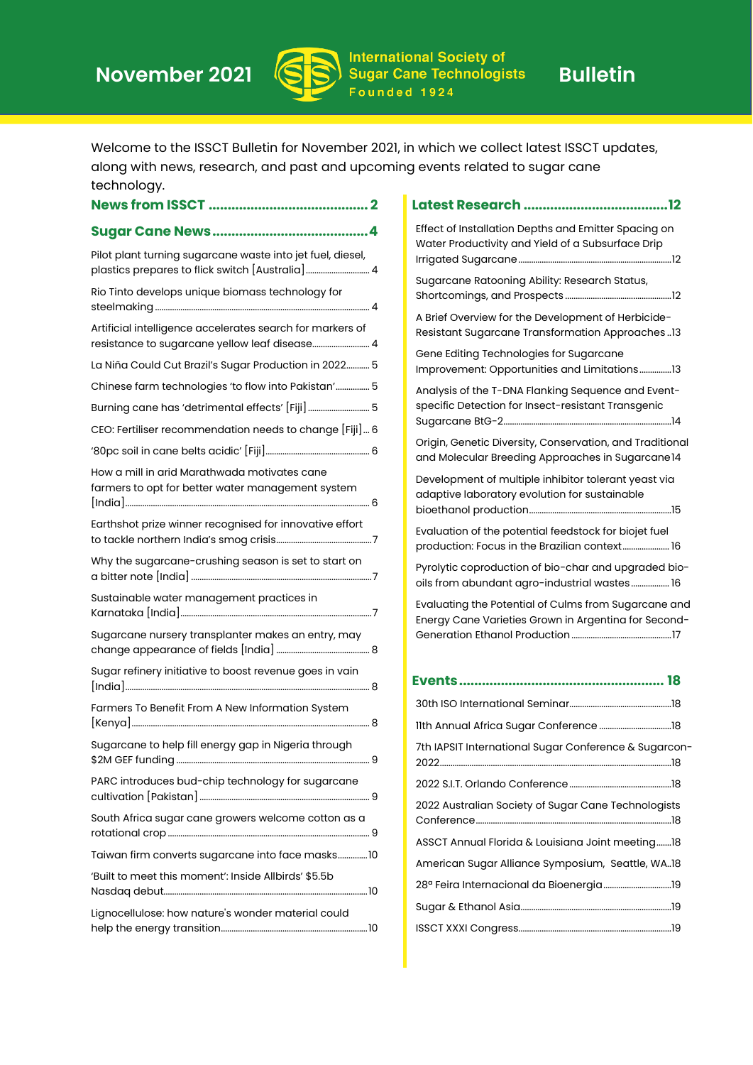# November 2021 — International Society of Sugar Cane Technologists — Founded 1924 — Bulletin

Welcome to the ISSCT Bulletin for November 2021, in which we collect latest ISSCT updates, along with news, research, and past and upcoming events related to sugar cane technology.

## News from ISSCT .......... 2

## Sugar Cane News .......... 4

- Pilot plant turning sugarcane waste into jet fuel, diesel, plastics prepares to flick switch [Australia] .......... 4
- Rio Tinto develops unique biomass technology for steelmaking .......... 4
- Artificial intelligence accelerates search for markers of resistance to sugarcane yellow leaf disease .......... 4
- La Niña Could Cut Brazil's Sugar Production in 2022 .......... 5
- Chinese farm technologies 'to flow into Pakistan' .......... 5
- Burning cane has 'detrimental effects' [Fiji] .......... 5
- CEO: Fertiliser recommendation needs to change [Fiji] .......... 6
- '80pc soil in cane belts acidic' [Fiji] .......... 6
- How a mill in arid Marathwada motivates cane farmers to opt for better water management system [India] .......... 6
- Earthshot prize winner recognised for innovative effort to tackle northern India's smog crisis .......... 7
- Why the sugarcane-crushing season is set to start on a bitter note [India] .......... 7
- Sustainable water management practices in Karnataka [India] .......... 7
- Sugarcane nursery transplanter makes an entry, may change appearance of fields [India] .......... 8
- Sugar refinery initiative to boost revenue goes in vain [India] .......... 8
- Farmers To Benefit From A New Information System [Kenya] .......... 8
- Sugarcane to help fill energy gap in Nigeria through $2M GEF funding .......... 9
- PARC introduces bud-chip technology for sugarcane cultivation [Pakistan] .......... 9
- South Africa sugar cane growers welcome cotton as a rotational crop .......... 9
- Taiwan firm converts sugarcane into face masks .......... 10
- 'Built to meet this moment': Inside Allbirds' $5.5b Nasdaq debut .......... 10
- Lignocellulose: how nature's wonder material could help the energy transition .......... 10

## Latest Research .......... 12

- Effect of Installation Depths and Emitter Spacing on Water Productivity and Yield of a Subsurface Drip Irrigated Sugarcane .......... 12
- Sugarcane Ratooning Ability: Research Status, Shortcomings, and Prospects .......... 12
- A Brief Overview for the Development of Herbicide-Resistant Sugarcane Transformation Approaches .......... 13
- Gene Editing Technologies for Sugarcane Improvement: Opportunities and Limitations .......... 13
- Analysis of the T-DNA Flanking Sequence and Event-specific Detection for Insect-resistant Transgenic Sugarcane BtG-2 .......... 14
- Origin, Genetic Diversity, Conservation, and Traditional and Molecular Breeding Approaches in Sugarcane .......... 14
- Development of multiple inhibitor tolerant yeast via adaptive laboratory evolution for sustainable bioethanol production .......... 15
- Evaluation of the potential feedstock for biojet fuel production: Focus in the Brazilian context .......... 16
- Pyrolytic coproduction of bio-char and upgraded bio-oils from abundant agro-industrial wastes .......... 16
- Evaluating the Potential of Culms from Sugarcane and Energy Cane Varieties Grown in Argentina for Second-Generation Ethanol Production .......... 17

## Events .......... 18

- 30th ISO International Seminar .......... 18
- 11th Annual Africa Sugar Conference .......... 18
- 7th IAPSIT International Sugar Conference & Sugarcon-2022 .......... 18
- 2022 S.I.T. Orlando Conference .......... 18
- 2022 Australian Society of Sugar Cane Technologists Conference .......... 18
- ASSCT Annual Florida & Louisiana Joint meeting .......... 18
- American Sugar Alliance Symposium, Seattle, WA .......... 18
- 28ª Feira Internacional da Bioenergia .......... 19
- Sugar & Ethanol Asia .......... 19
- ISSCT XXXI Congress .......... 19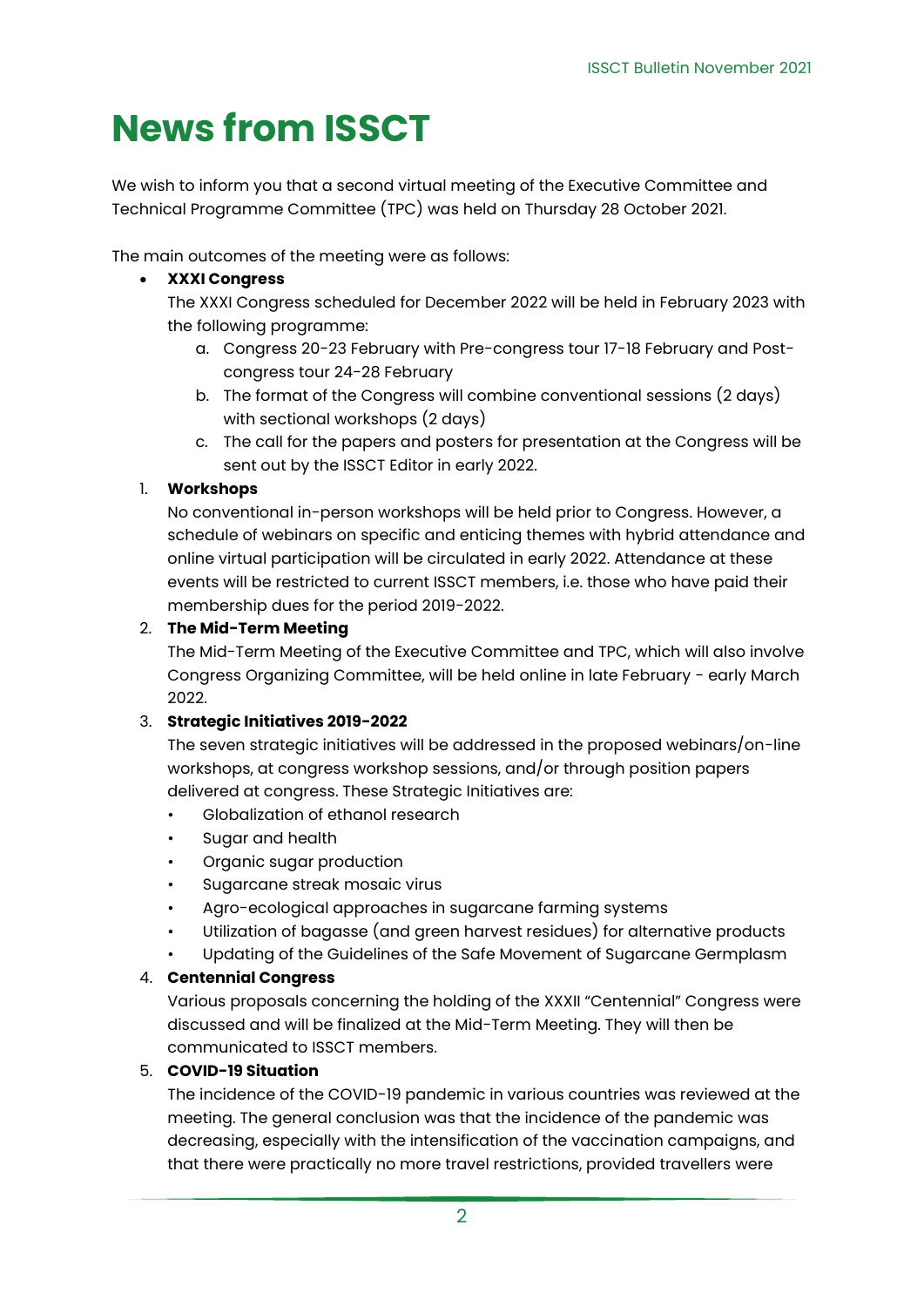# News from ISSCT

We wish to inform you that a second virtual meeting of the Executive Committee and Technical Programme Committee (TPC) was held on Thursday 28 October 2021.

The main outcomes of the meeting were as follows:

- **XXXI Congress**
  The XXXI Congress scheduled for December 2022 will be held in February 2023 with the following programme:
    a. Congress 20-23 February with Pre-congress tour 17-18 February and Post-congress tour 24-28 February
    b. The format of the Congress will combine conventional sessions (2 days) with sectional workshops (2 days)
    c. The call for the papers and posters for presentation at the Congress will be sent out by the ISSCT Editor in early 2022.

1. **Workshops**
   No conventional in-person workshops will be held prior to Congress. However, a schedule of webinars on specific and enticing themes with hybrid attendance and online virtual participation will be circulated in early 2022. Attendance at these events will be restricted to current ISSCT members, i.e. those who have paid their membership dues for the period 2019-2022.
2. **The Mid-Term Meeting**
   The Mid-Term Meeting of the Executive Committee and TPC, which will also involve Congress Organizing Committee, will be held online in late February - early March 2022.
3. **Strategic Initiatives 2019-2022**
   The seven strategic initiatives will be addressed in the proposed webinars/on-line workshops, at congress workshop sessions, and/or through position papers delivered at congress. These Strategic Initiatives are:
   - Globalization of ethanol research
   - Sugar and health
   - Organic sugar production
   - Sugarcane streak mosaic virus
   - Agro-ecological approaches in sugarcane farming systems
   - Utilization of bagasse (and green harvest residues) for alternative products
   - Updating of the Guidelines of the Safe Movement of Sugarcane Germplasm
4. **Centennial Congress**
   Various proposals concerning the holding of the XXXII "Centennial" Congress were discussed and will be finalized at the Mid-Term Meeting. They will then be communicated to ISSCT members.
5. **COVID-19 Situation**
   The incidence of the COVID-19 pandemic in various countries was reviewed at the meeting. The general conclusion was that the incidence of the pandemic was decreasing, especially with the intensification of the vaccination campaigns, and that there were practically no more travel restrictions, provided travellers were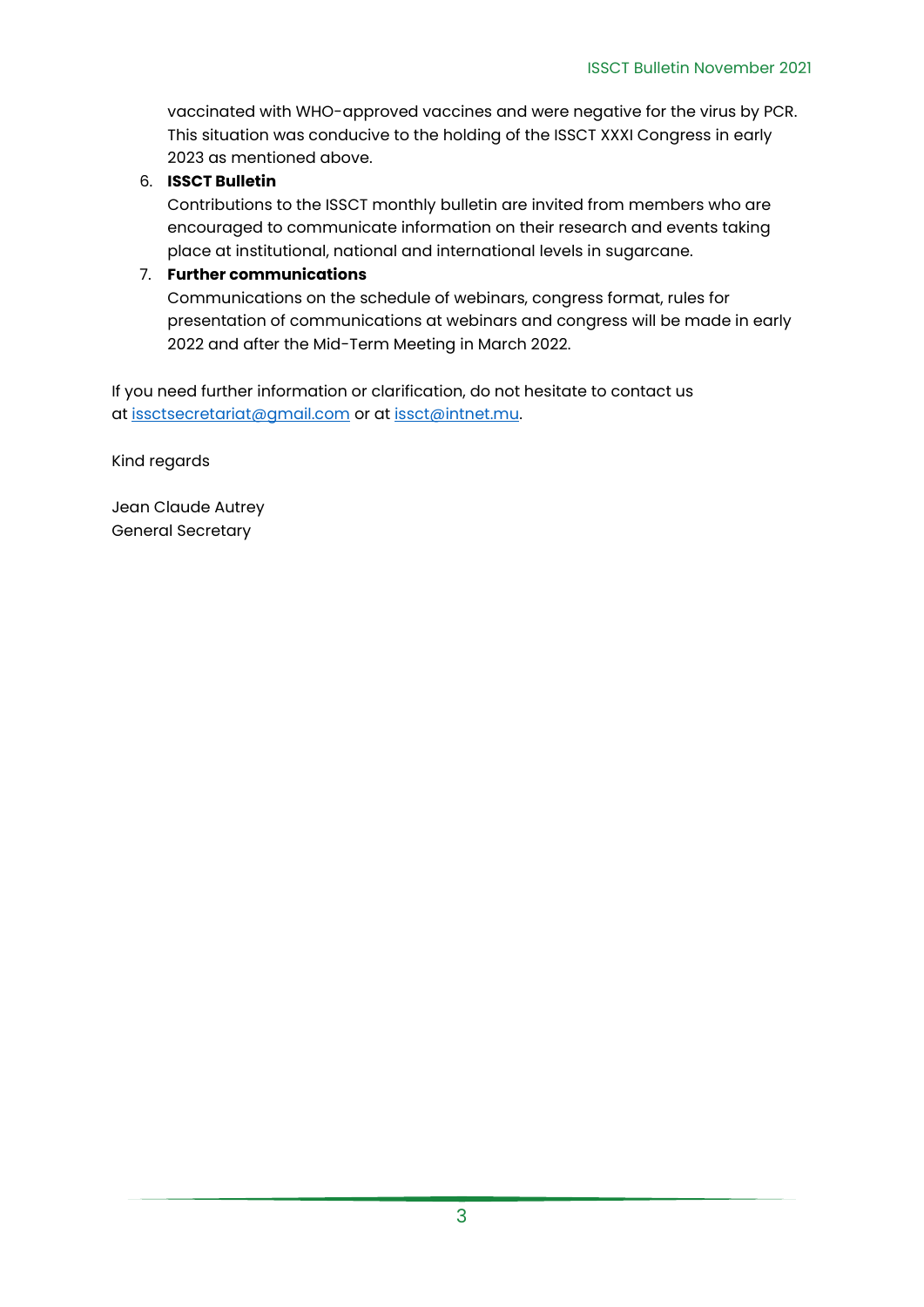vaccinated with WHO-approved vaccines and were negative for the virus by PCR. This situation was conducive to the holding of the ISSCT XXXI Congress in early 2023 as mentioned above.

6. **ISSCT Bulletin**
   Contributions to the ISSCT monthly bulletin are invited from members who are encouraged to communicate information on their research and events taking place at institutional, national and international levels in sugarcane.
7. **Further communications**
   Communications on the schedule of webinars, congress format, rules for presentation of communications at webinars and congress will be made in early 2022 and after the Mid-Term Meeting in March 2022.

If you need further information or clarification, do not hesitate to contact us at [issctsecretariat@gmail.com](mailto:issctsecretariat@gmail.com) or at [issct@intnet.mu](mailto:issct@intnet.mu).

Kind regards

Jean Claude Autrey
General Secretary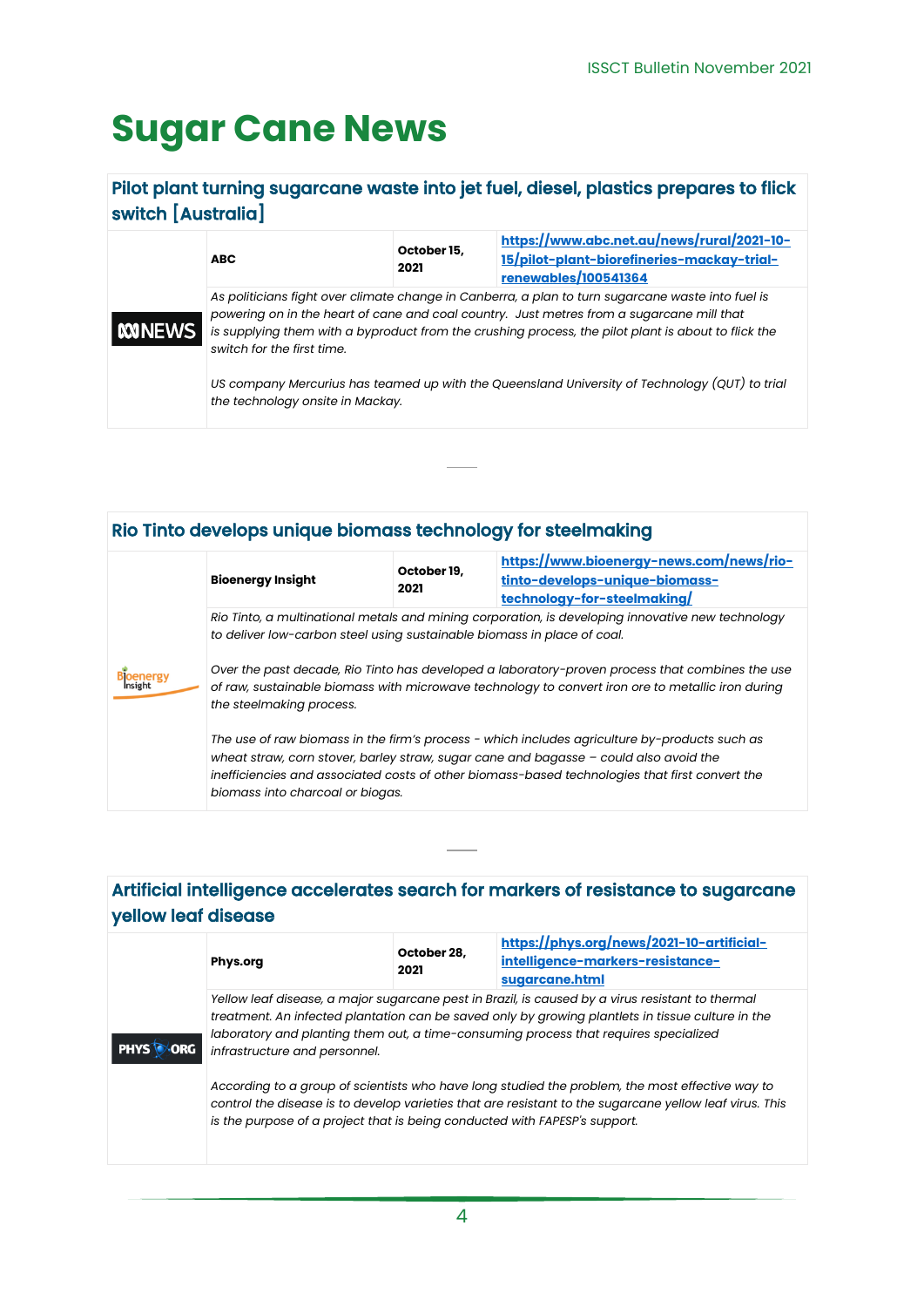# Sugar Cane News

## Pilot plant turning sugarcane waste into jet fuel, diesel, plastics prepares to flick switch [Australia]

| | | |
|---|---|---|
| **ABC** | **October 15, 2021** | **https://www.abc.net.au/news/rural/2021-10-15/pilot-plant-biorefineries-mackay-trial-renewables/100541364** |

*As politicians fight over climate change in Canberra, a plan to turn sugarcane waste into fuel is powering on in the heart of cane and coal country. Just metres from a sugarcane mill that is supplying them with a byproduct from the crushing process, the pilot plant is about to flick the switch for the first time.*

*US company Mercurius has teamed up with the Queensland University of Technology (QUT) to trial the technology onsite in Mackay.*

---

## Rio Tinto develops unique biomass technology for steelmaking

| | | |
|---|---|---|
| **Bioenergy Insight** | **October 19, 2021** | **https://www.bioenergy-news.com/news/rio-tinto-develops-unique-biomass-technology-for-steelmaking/** |

*Rio Tinto, a multinational metals and mining corporation, is developing innovative new technology to deliver low-carbon steel using sustainable biomass in place of coal.*

*Over the past decade, Rio Tinto has developed a laboratory-proven process that combines the use of raw, sustainable biomass with microwave technology to convert iron ore to metallic iron during the steelmaking process.*

*The use of raw biomass in the firm's process - which includes agriculture by-products such as wheat straw, corn stover, barley straw, sugar cane and bagasse – could also avoid the inefficiencies and associated costs of other biomass-based technologies that first convert the biomass into charcoal or biogas.*

---

## Artificial intelligence accelerates search for markers of resistance to sugarcane yellow leaf disease

| | | |
|---|---|---|
| **Phys.org** | **October 28, 2021** | **https://phys.org/news/2021-10-artificial-intelligence-markers-resistance-sugarcane.html** |

*Yellow leaf disease, a major sugarcane pest in Brazil, is caused by a virus resistant to thermal treatment. An infected plantation can be saved only by growing plantlets in tissue culture in the laboratory and planting them out, a time-consuming process that requires specialized infrastructure and personnel.*

*According to a group of scientists who have long studied the problem, the most effective way to control the disease is to develop varieties that are resistant to the sugarcane yellow leaf virus. This is the purpose of a project that is being conducted with FAPESP's support.*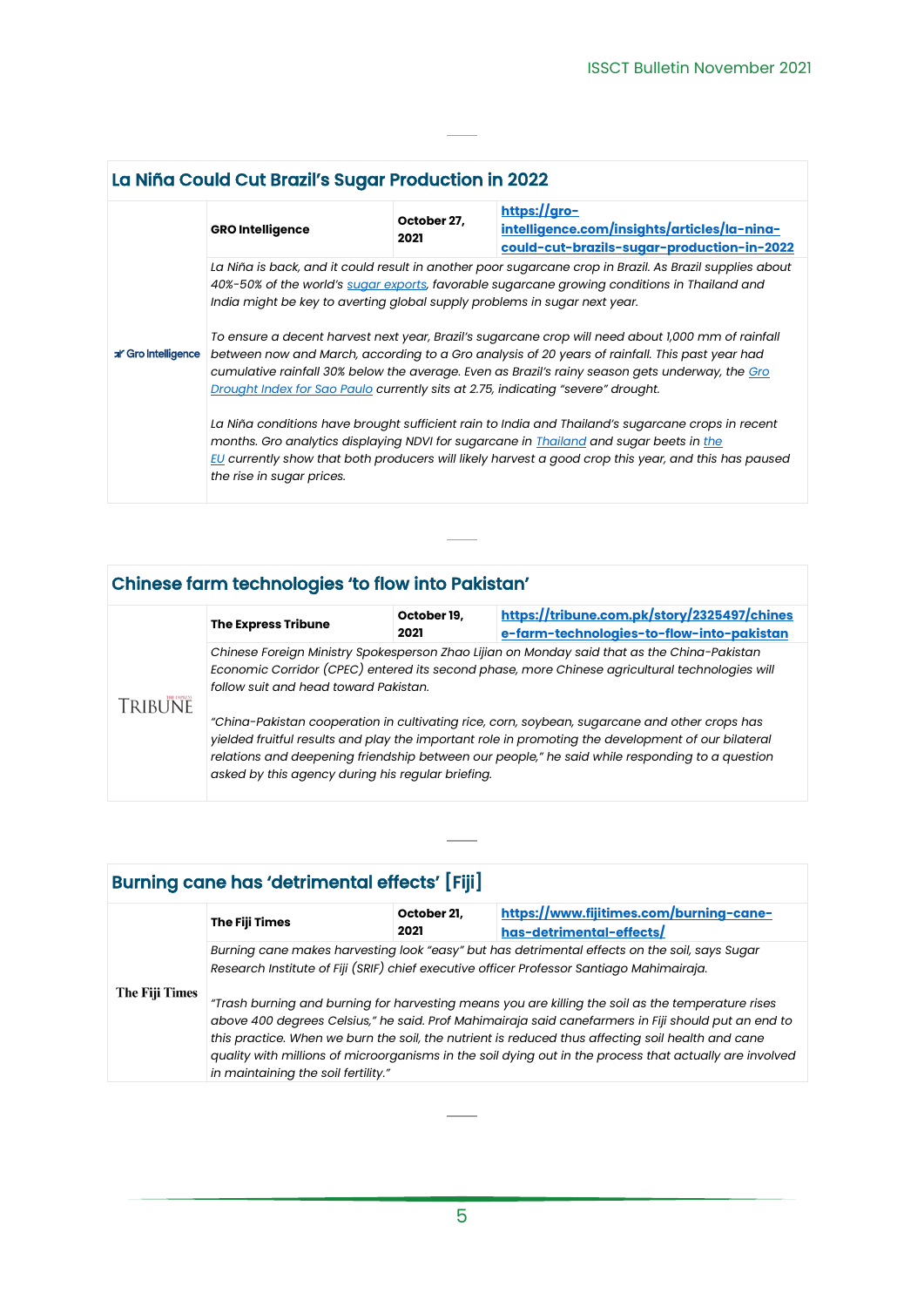## La Niña Could Cut Brazil's Sugar Production in 2022

| | **GRO Intelligence** | **October 27, 2021** | **https://gro-intelligence.com/insights/articles/la-nina-could-cut-brazils-sugar-production-in-2022** |
|---|---|---|---|

*La Niña is back, and it could result in another poor sugarcane crop in Brazil. As Brazil supplies about 40%-50% of the world's sugar exports, favorable sugarcane growing conditions in Thailand and India might be key to averting global supply problems in sugar next year.*

*To ensure a decent harvest next year, Brazil's sugarcane crop will need about 1,000 mm of rainfall between now and March, according to a Gro analysis of 20 years of rainfall. This past year had cumulative rainfall 30% below the average. Even as Brazil's rainy season gets underway, the Gro Drought Index for Sao Paulo currently sits at 2.75, indicating "severe" drought.*

*La Niña conditions have brought sufficient rain to India and Thailand's sugarcane crops in recent months. Gro analytics displaying NDVI for sugarcane in Thailand and sugar beets in the EU currently show that both producers will likely harvest a good crop this year, and this has paused the rise in sugar prices.*

## Chinese farm technologies 'to flow into Pakistan'

| | **The Express Tribune** | **October 19, 2021** | **https://tribune.com.pk/story/2325497/chinese-farm-technologies-to-flow-into-pakistan** |
|---|---|---|---|

*Chinese Foreign Ministry Spokesperson Zhao Lijian on Monday said that as the China-Pakistan Economic Corridor (CPEC) entered its second phase, more Chinese agricultural technologies will follow suit and head toward Pakistan.*

*"China-Pakistan cooperation in cultivating rice, corn, soybean, sugarcane and other crops has yielded fruitful results and play the important role in promoting the development of our bilateral relations and deepening friendship between our people," he said while responding to a question asked by this agency during his regular briefing.*

## Burning cane has 'detrimental effects' [Fiji]

| | **The Fiji Times** | **October 21, 2021** | **https://www.fijitimes.com/burning-cane-has-detrimental-effects/** |
|---|---|---|---|

*Burning cane makes harvesting look "easy" but has detrimental effects on the soil, says Sugar Research Institute of Fiji (SRIF) chief executive officer Professor Santiago Mahimairaja.*

*"Trash burning and burning for harvesting means you are killing the soil as the temperature rises above 400 degrees Celsius," he said. Prof Mahimairaja said canefarmers in Fiji should put an end to this practice. When we burn the soil, the nutrient is reduced thus affecting soil health and cane quality with millions of microorganisms in the soil dying out in the process that actually are involved in maintaining the soil fertility."*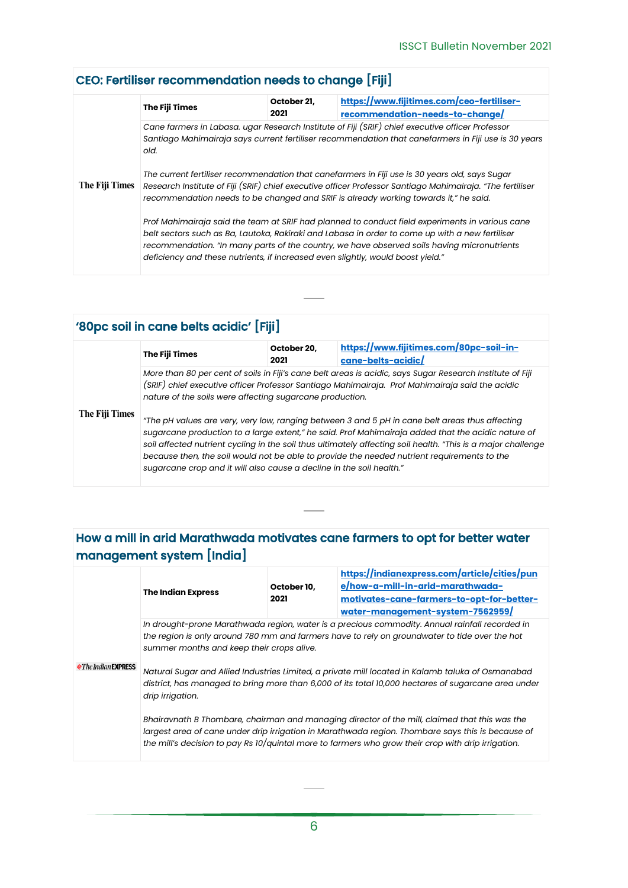## CEO: Fertiliser recommendation needs to change [Fiji]

| The Fiji Times | The Fiji Times | October 21, 2021 | https://www.fijitimes.com/ceo-fertiliser-recommendation-needs-to-change/ |
|---|---|---|---|

*Cane farmers in Labasa. ugar Research Institute of Fiji (SRIF) chief executive officer Professor Santiago Mahimairaja says current fertiliser recommendation that canefarmers in Fiji use is 30 years old.*

*The current fertiliser recommendation that canefarmers in Fiji use is 30 years old, says Sugar Research Institute of Fiji (SRIF) chief executive officer Professor Santiago Mahimairaja. "The fertiliser recommendation needs to be changed and SRIF is already working towards it," he said.*

*Prof Mahimairaja said the team at SRIF had planned to conduct field experiments in various cane belt sectors such as Ba, Lautoka, Rakiraki and Labasa in order to come up with a new fertiliser recommendation. "In many parts of the country, we have observed soils having micronutrients deficiency and these nutrients, if increased even slightly, would boost yield."*

---

## '80pc soil in cane belts acidic' [Fiji]

| The Fiji Times | The Fiji Times | October 20, 2021 | https://www.fijitimes.com/80pc-soil-in-cane-belts-acidic/ |
|---|---|---|---|

*More than 80 per cent of soils in Fiji's cane belt areas is acidic, says Sugar Research Institute of Fiji (SRIF) chief executive officer Professor Santiago Mahimairaja. Prof Mahimairaja said the acidic nature of the soils were affecting sugarcane production.*

*"The pH values are very, very low, ranging between 3 and 5 pH in cane belt areas thus affecting sugarcane production to a large extent," he said. Prof Mahimairaja added that the acidic nature of soil affected nutrient cycling in the soil thus ultimately affecting soil health. "This is a major challenge because then, the soil would not be able to provide the needed nutrient requirements to the sugarcane crop and it will also cause a decline in the soil health."*

---

## How a mill in arid Marathwada motivates cane farmers to opt for better water management system [India]

| The Indian EXPRESS | The Indian Express | October 10, 2021 | https://indianexpress.com/article/cities/pune/how-a-mill-in-arid-marathwada-motivates-cane-farmers-to-opt-for-better-water-management-system-7562959/ |
|---|---|---|---|

*In drought-prone Marathwada region, water is a precious commodity. Annual rainfall recorded in the region is only around 780 mm and farmers have to rely on groundwater to tide over the hot summer months and keep their crops alive.*

*Natural Sugar and Allied Industries Limited, a private mill located in Kalamb taluka of Osmanabad district, has managed to bring more than 6,000 of its total 10,000 hectares of sugarcane area under drip irrigation.*

*Bhairavnath B Thombare, chairman and managing director of the mill, claimed that this was the largest area of cane under drip irrigation in Marathwada region. Thombare says this is because of the mill's decision to pay Rs 10/quintal more to farmers who grow their crop with drip irrigation.*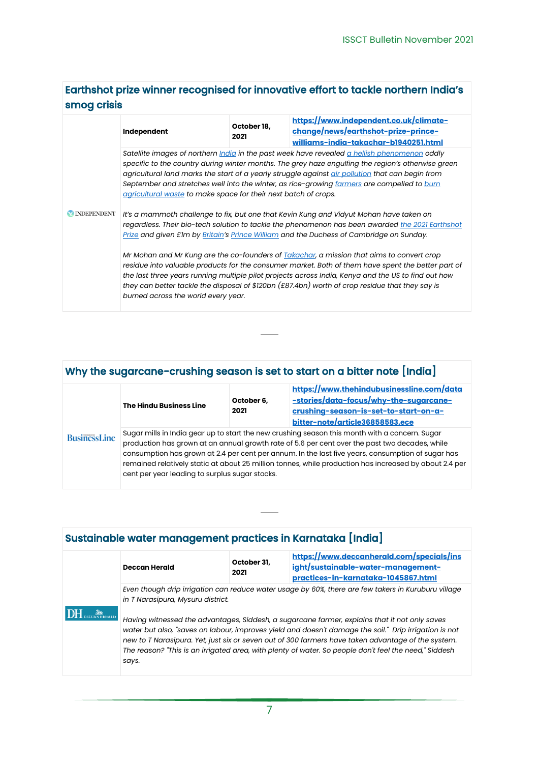## Earthshot prize winner recognised for innovative effort to tackle northern India's smog crisis

| INDEPENDENT | Independent | October 18, 2021 | https://www.independent.co.uk/climate-change/news/earthshot-prize-prince-williams-india-takachar-b1940251.html |
|---|---|---|---|

*Satellite images of northern India in the past week have revealed a hellish phenomenon oddly specific to the country during winter months. The grey haze engulfing the region's otherwise green agricultural land marks the start of a yearly struggle against air pollution that can begin from September and stretches well into the winter, as rice-growing farmers are compelled to burn agricultural waste to make space for their next batch of crops.*

*It's a mammoth challenge to fix, but one that Kevin Kung and Vidyut Mohan have taken on regardless. Their bio-tech solution to tackle the phenomenon has been awarded the 2021 Earthshot Prize and given £1m by Britain's Prince William and the Duchess of Cambridge on Sunday.*

*Mr Mohan and Mr Kung are the co-founders of Takachar, a mission that aims to convert crop residue into valuable products for the consumer market. Both of them have spent the better part of the last three years running multiple pilot projects across India, Kenya and the US to find out how they can better tackle the disposal of $120bn (£87.4bn) worth of crop residue that they say is burned across the world every year.*

## Why the sugarcane-crushing season is set to start on a bitter note [India]

| BusinessLine | The Hindu Business Line | October 6, 2021 | https://www.thehindubusinessline.com/data-stories/data-focus/why-the-sugarcane-crushing-season-is-set-to-start-on-a-bitter-note/article36858583.ece |
|---|---|---|---|

Sugar mills in India gear up to start the new crushing season this month with a concern. Sugar production has grown at an annual growth rate of 5.6 per cent over the past two decades, while consumption has grown at 2.4 per cent per annum. In the last five years, consumption of sugar has remained relatively static at about 25 million tonnes, while production has increased by about 2.4 per cent per year leading to surplus sugar stocks.

## Sustainable water management practices in Karnataka [India]

| DH DECCAN HERALD | Deccan Herald | October 31, 2021 | https://www.deccanherald.com/specials/insight/sustainable-water-management-practices-in-karnataka-1045867.html |
|---|---|---|---|

*Even though drip irrigation can reduce water usage by 60%, there are few takers in Kuruburu village in T Narasipura, Mysuru district.*

*Having witnessed the advantages, Siddesh, a sugarcane farmer, explains that it not only saves water but also, "saves on labour, improves yield and doesn't damage the soil." Drip irrigation is not new to T Narasipura. Yet, just six or seven out of 300 farmers have taken advantage of the system. The reason? "This is an irrigated area, with plenty of water. So people don't feel the need," Siddesh says.*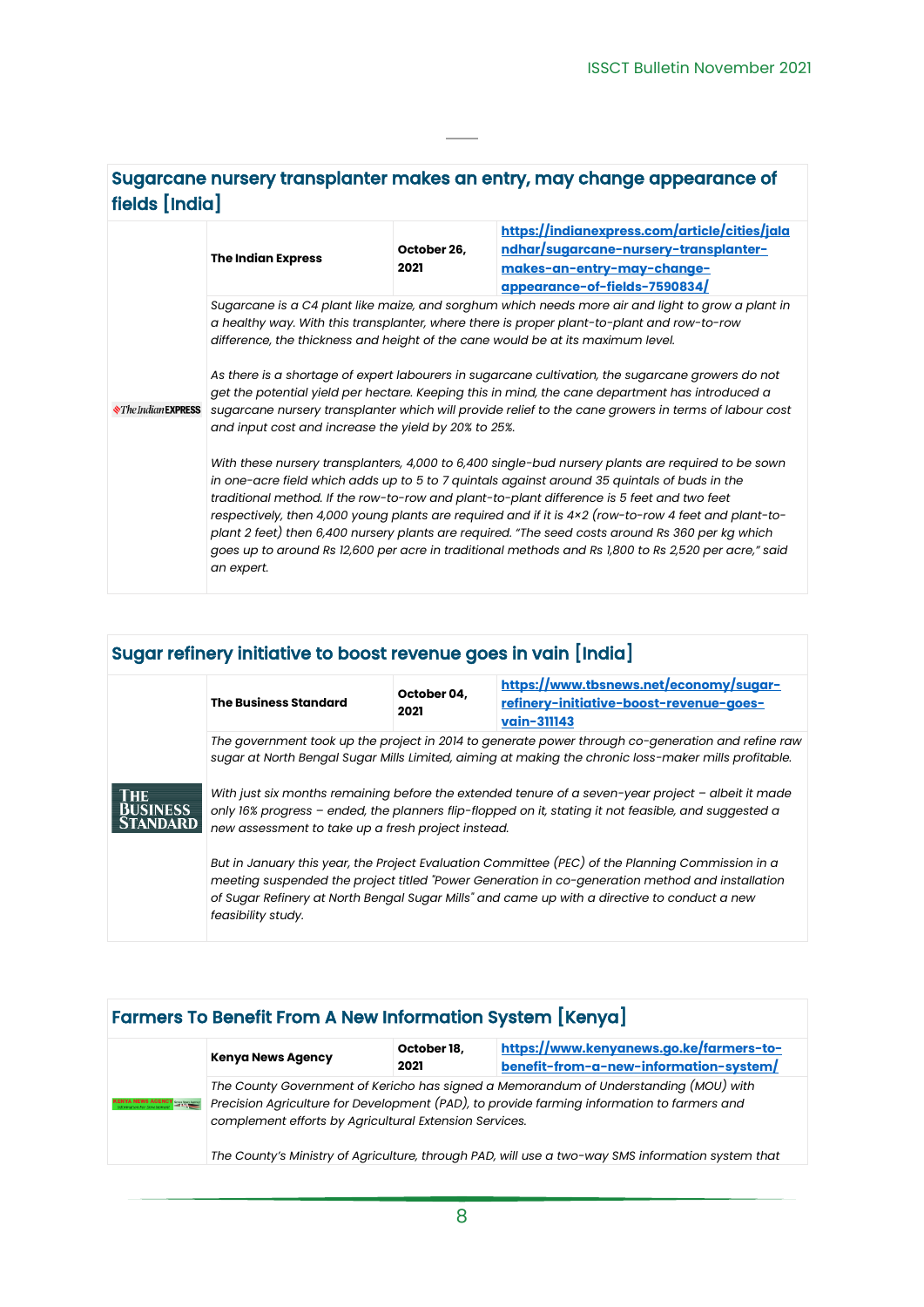## Sugarcane nursery transplanter makes an entry, may change appearance of fields [India]

| The Indian Express | October 26, 2021 | https://indianexpress.com/article/cities/jalandhar/sugarcane-nursery-transplanter-makes-an-entry-may-change-appearance-of-fields-7590834/ |
|---|---|---|

*Sugarcane is a C4 plant like maize, and sorghum which needs more air and light to grow a plant in a healthy way. With this transplanter, where there is proper plant-to-plant and row-to-row difference, the thickness and height of the cane would be at its maximum level.*

*As there is a shortage of expert labourers in sugarcane cultivation, the sugarcane growers do not get the potential yield per hectare. Keeping this in mind, the cane department has introduced a sugarcane nursery transplanter which will provide relief to the cane growers in terms of labour cost and input cost and increase the yield by 20% to 25%.*

*With these nursery transplanters, 4,000 to 6,400 single-bud nursery plants are required to be sown in one-acre field which adds up to 5 to 7 quintals against around 35 quintals of buds in the traditional method. If the row-to-row and plant-to-plant difference is 5 feet and two feet respectively, then 4,000 young plants are required and if it is 4×2 (row-to-row 4 feet and plant-to-plant 2 feet) then 6,400 nursery plants are required. "The seed costs around Rs 360 per kg which goes up to around Rs 12,600 per acre in traditional methods and Rs 1,800 to Rs 2,520 per acre," said an expert.*

## Sugar refinery initiative to boost revenue goes in vain [India]

| The Business Standard | October 04, 2021 | https://www.tbsnews.net/economy/sugar-refinery-initiative-boost-revenue-goes-vain-311143 |
|---|---|---|

*The government took up the project in 2014 to generate power through co-generation and refine raw sugar at North Bengal Sugar Mills Limited, aiming at making the chronic loss-maker mills profitable.*

*With just six months remaining before the extended tenure of a seven-year project – albeit it made only 16% progress – ended, the planners flip-flopped on it, stating it not feasible, and suggested a new assessment to take up a fresh project instead.*

*But in January this year, the Project Evaluation Committee (PEC) of the Planning Commission in a meeting suspended the project titled "Power Generation in co-generation method and installation of Sugar Refinery at North Bengal Sugar Mills" and came up with a directive to conduct a new feasibility study.*

## Farmers To Benefit From A New Information System [Kenya]

| Kenya News Agency | October 18, 2021 | https://www.kenyanews.go.ke/farmers-to-benefit-from-a-new-information-system/ |
|---|---|---|

*The County Government of Kericho has signed a Memorandum of Understanding (MOU) with Precision Agriculture for Development (PAD), to provide farming information to farmers and complement efforts by Agricultural Extension Services.*

*The County's Ministry of Agriculture, through PAD, will use a two-way SMS information system that*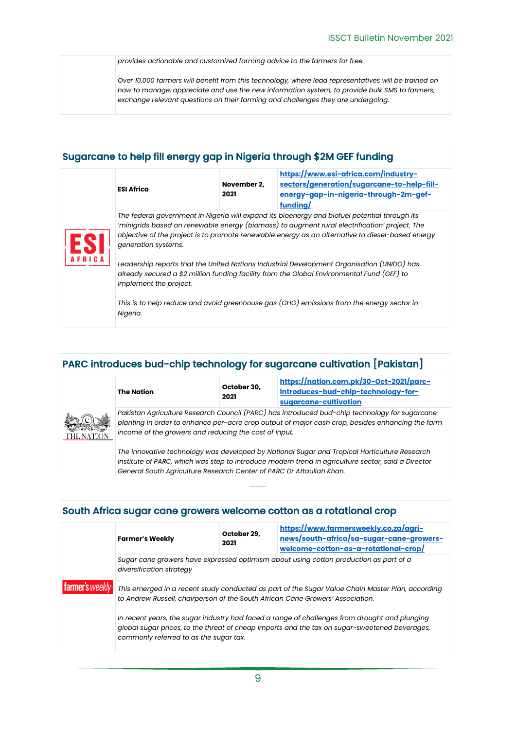*provides actionable and customized farming advice to the farmers for free.*

*Over 10,000 farmers will benefit from this technology, where lead representatives will be trained on how to manage, appreciate and use the new information system, to provide bulk SMS to farmers, exchange relevant questions on their farming and challenges they are undergoing.*

## Sugarcane to help fill energy gap in Nigeria through $2M GEF funding

| | | |
|---|---|---|
| **ESI Africa** | **November 2, 2021** | [https://www.esi-africa.com/industry-sectors/generation/sugarcane-to-help-fill-energy-gap-in-nigeria-through-2m-gef-funding/](https://www.esi-africa.com/industry-sectors/generation/sugarcane-to-help-fill-energy-gap-in-nigeria-through-2m-gef-funding/) |

*The federal government in Nigeria will expand its bioenergy and biofuel potential through its 'minigrids based on renewable energy (biomass) to augment rural electrification' project. The objective of the project is to promote renewable energy as an alternative to diesel-based energy generation systems.*

*Leadership reports that the United Nations Industrial Development Organisation (UNIDO) has already secured a $2 million funding facility from the Global Environmental Fund (GEF) to implement the project.*

*This is to help reduce and avoid greenhouse gas (GHG) emissions from the energy sector in Nigeria.*

## PARC introduces bud-chip technology for sugarcane cultivation [Pakistan]

| | | |
|---|---|---|
| **The Nation** | **October 30, 2021** | [https://nation.com.pk/30-Oct-2021/parc-introduces-bud-chip-technology-for-sugarcane-cultivation](https://nation.com.pk/30-Oct-2021/parc-introduces-bud-chip-technology-for-sugarcane-cultivation) |

*Pakistan Agriculture Research Council (PARC) has introduced bud-chip technology for sugarcane planting in order to enhance per-acre crop output of major cash crop, besides enhancing the farm income of the growers and reducing the cost of input.*

*The innovative technology was developed by National Sugar and Tropical Horticulture Research Institute of PARC, which was step to introduce modern trend in agriculture sector, said a Director General South Agriculture Research Center of PARC Dr Attaullah Khan.*

## South Africa sugar cane growers welcome cotton as a rotational crop

| | | |
|---|---|---|
| **Farmer's Weekly** | **October 29, 2021** | [https://www.farmersweekly.co.za/agri-news/south-africa/sa-sugar-cane-growers-welcome-cotton-as-a-rotational-crop/](https://www.farmersweekly.co.za/agri-news/south-africa/sa-sugar-cane-growers-welcome-cotton-as-a-rotational-crop/) |

*Sugar cane growers have expressed optimism about using cotton production as part of a diversification strategy*

.

*This emerged in a recent study conducted as part of the Sugar Value Chain Master Plan, according to Andrew Russell, chairperson of the South African Cane Growers' Association.*

*In recent years, the sugar industry had faced a range of challenges from drought and plunging global sugar prices, to the threat of cheap imports and the tax on sugar-sweetened beverages, commonly referred to as the sugar tax.*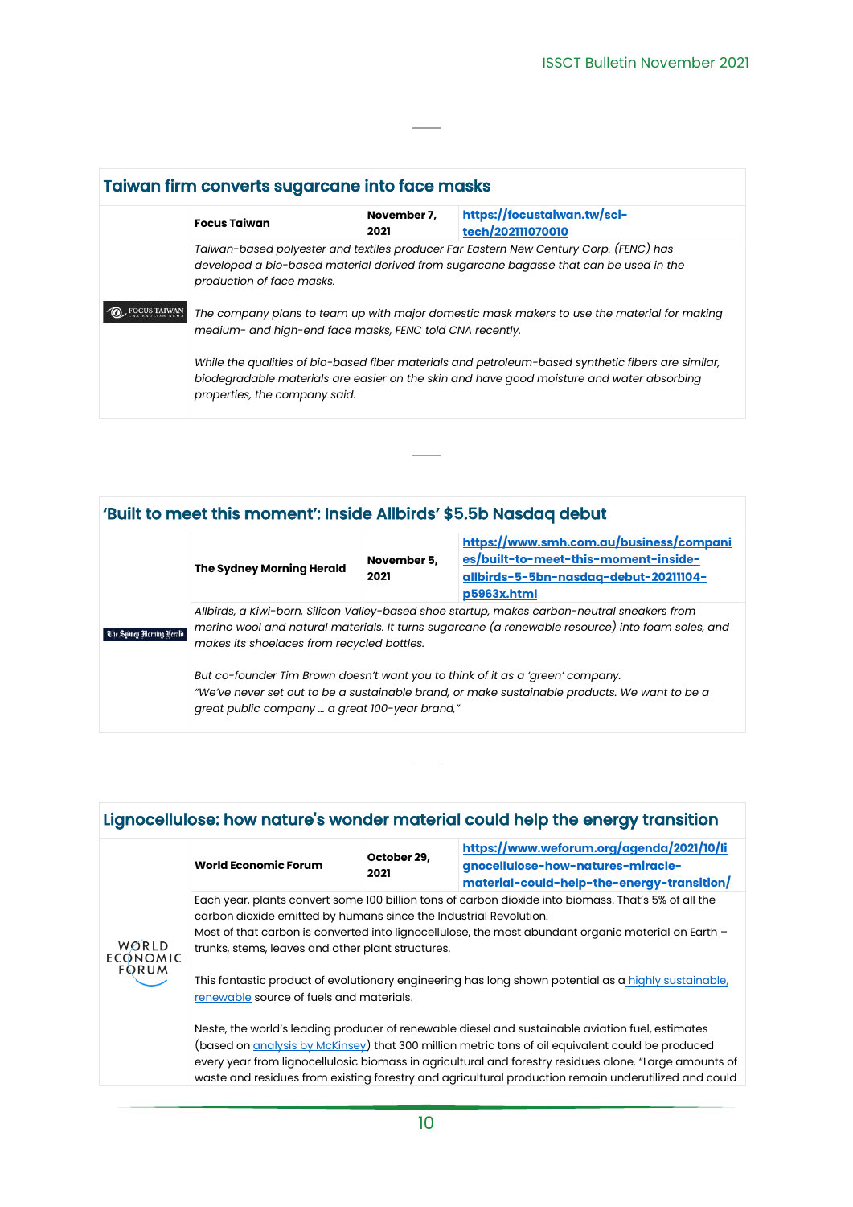## Taiwan firm converts sugarcane into face masks

| | | | |
|---|---|---|---|
| FOCUS TAIWAN | **Focus Taiwan** | **November 7, 2021** | **https://focustaiwan.tw/sci-tech/202111070010** |

*Taiwan-based polyester and textiles producer Far Eastern New Century Corp. (FENC) has developed a bio-based material derived from sugarcane bagasse that can be used in the production of face masks.*

*The company plans to team up with major domestic mask makers to use the material for making medium- and high-end face masks, FENC told CNA recently.*

*While the qualities of bio-based fiber materials and petroleum-based synthetic fibers are similar, biodegradable materials are easier on the skin and have good moisture and water absorbing properties, the company said.*

## 'Built to meet this moment': Inside Allbirds' $5.5b Nasdaq debut

| | | | |
|---|---|---|---|
| The Sydney Morning Herald | **The Sydney Morning Herald** | **November 5, 2021** | **https://www.smh.com.au/business/companies/built-to-meet-this-moment-inside-allbirds-5-5bn-nasdaq-debut-20211104-p5963x.html** |

*Allbirds, a Kiwi-born, Silicon Valley-based shoe startup, makes carbon-neutral sneakers from merino wool and natural materials. It turns sugarcane (a renewable resource) into foam soles, and makes its shoelaces from recycled bottles.*

*But co-founder Tim Brown doesn't want you to think of it as a 'green' company. "We've never set out to be a sustainable brand, or make sustainable products. We want to be a great public company … a great 100-year brand,"*

## Lignocellulose: how nature's wonder material could help the energy transition

| | | | |
|---|---|---|---|
| WORLD ECONOMIC FORUM | **World Economic Forum** | **October 29, 2021** | **https://www.weforum.org/agenda/2021/10/lignocellulose-how-natures-miracle-material-could-help-the-energy-transition/** |

Each year, plants convert some 100 billion tons of carbon dioxide into biomass. That's 5% of all the carbon dioxide emitted by humans since the Industrial Revolution.
Most of that carbon is converted into lignocellulose, the most abundant organic material on Earth – trunks, stems, leaves and other plant structures.

This fantastic product of evolutionary engineering has long shown potential as a highly sustainable, renewable source of fuels and materials.

Neste, the world's leading producer of renewable diesel and sustainable aviation fuel, estimates (based on analysis by McKinsey) that 300 million metric tons of oil equivalent could be produced every year from lignocellulosic biomass in agricultural and forestry residues alone. "Large amounts of waste and residues from existing forestry and agricultural production remain underutilized and could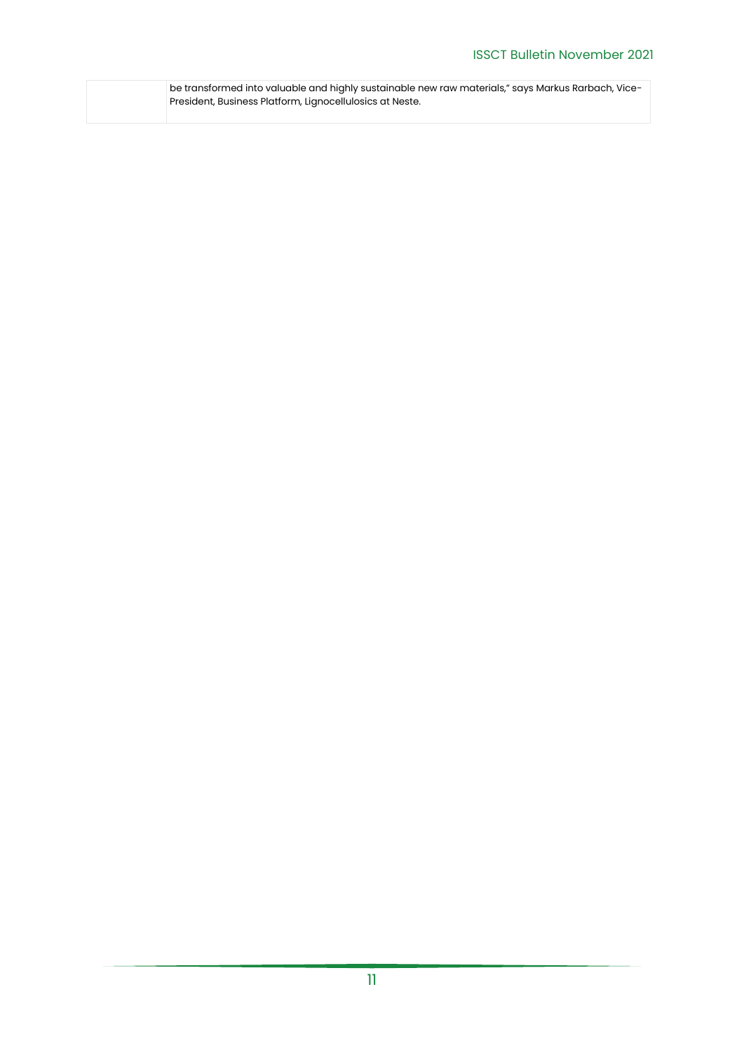| | be transformed into valuable and highly sustainable new raw materials," says Markus Rarbach, Vice-President, Business Platform, Lignocellulosics at Neste. |
|---|---|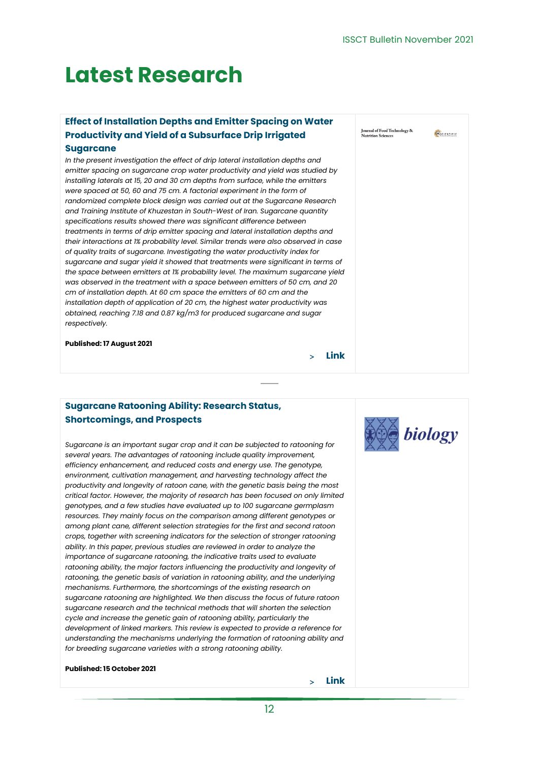# Latest Research

### Effect of Installation Depths and Emitter Spacing on Water Productivity and Yield of a Subsurface Drip Irrigated Sugarcane

*In the present investigation the effect of drip lateral installation depths and emitter spacing on sugarcane crop water productivity and yield was studied by installing laterals at 15, 20 and 30 cm depths from surface, while the emitters were spaced at 50, 60 and 75 cm. A factorial experiment in the form of randomized complete block design was carried out at the Sugarcane Research and Training Institute of Khuzestan in South-West of Iran. Sugarcane quantity specifications results showed there was significant difference between treatments in terms of drip emitter spacing and lateral installation depths and their interactions at 1% probability level. Similar trends were also observed in case of quality traits of sugarcane. Investigating the water productivity index for sugarcane and sugar yield it showed that treatments were significant in terms of the space between emitters at 1% probability level. The maximum sugarcane yield was observed in the treatment with a space between emitters of 50 cm, and 20 cm of installation depth. At 60 cm space the emitters of 60 cm and the installation depth of application of 20 cm, the highest water productivity was obtained, reaching 7.18 and 0.87 kg/m3 for produced sugarcane and sugar respectively.*

**Published: 17 August 2021**

> Link

Journal of Food Technology & Nutrition Sciences

### Sugarcane Ratooning Ability: Research Status, Shortcomings, and Prospects

*Sugarcane is an important sugar crop and it can be subjected to ratooning for several years. The advantages of ratooning include quality improvement, efficiency enhancement, and reduced costs and energy use. The genotype, environment, cultivation management, and harvesting technology affect the productivity and longevity of ratoon cane, with the genetic basis being the most critical factor. However, the majority of research has been focused on only limited genotypes, and a few studies have evaluated up to 100 sugarcane germplasm resources. They mainly focus on the comparison among different genotypes or among plant cane, different selection strategies for the first and second ratoon crops, together with screening indicators for the selection of stronger ratooning ability. In this paper, previous studies are reviewed in order to analyze the importance of sugarcane ratooning, the indicative traits used to evaluate ratooning ability, the major factors influencing the productivity and longevity of ratooning, the genetic basis of variation in ratooning ability, and the underlying mechanisms. Furthermore, the shortcomings of the existing research on sugarcane ratooning are highlighted. We then discuss the focus of future ratoon sugarcane research and the technical methods that will shorten the selection cycle and increase the genetic gain of ratooning ability, particularly the development of linked markers. This review is expected to provide a reference for understanding the mechanisms underlying the formation of ratooning ability and for breeding sugarcane varieties with a strong ratooning ability.*

**Published: 15 October 2021**

> Link

biology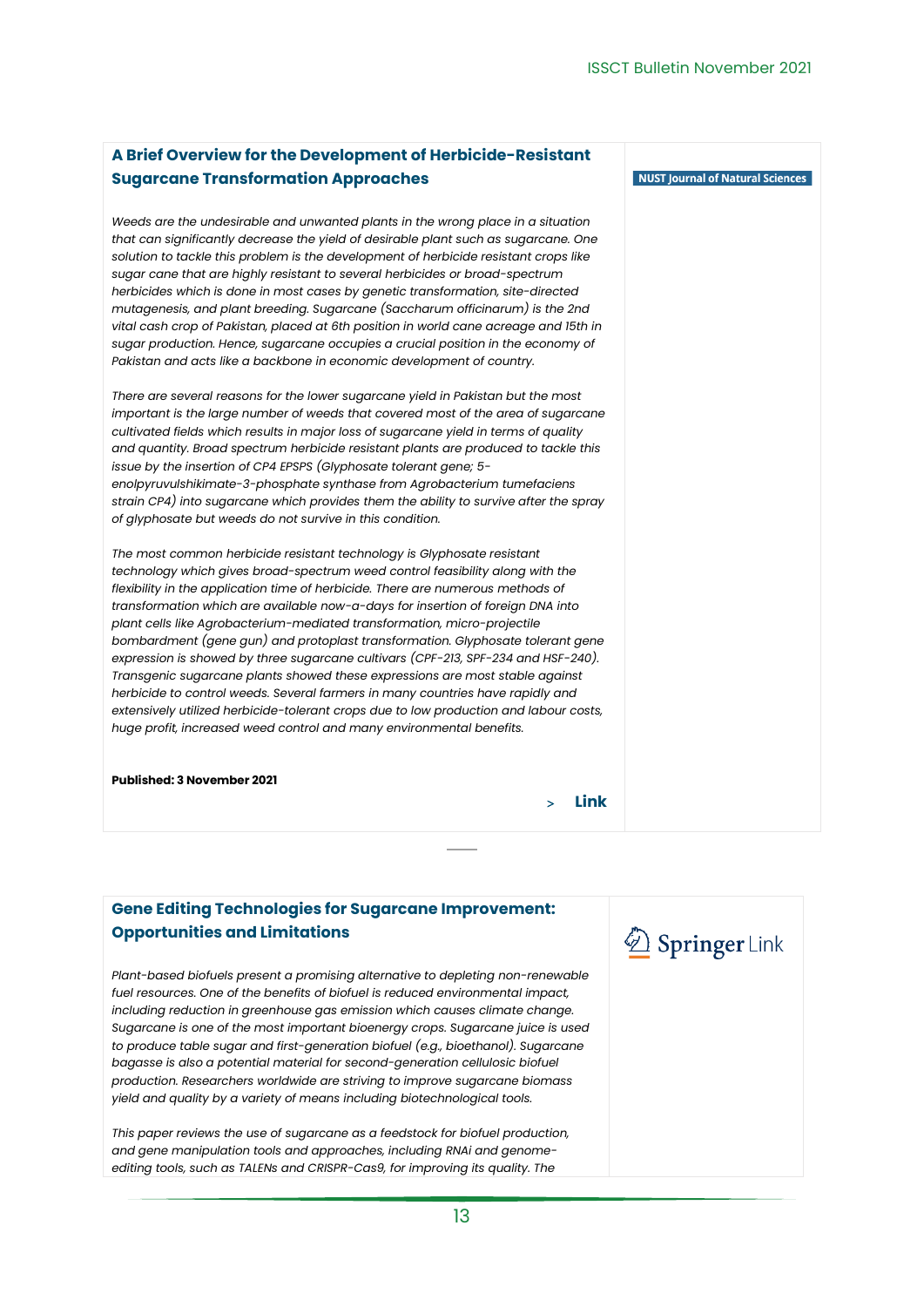## A Brief Overview for the Development of Herbicide-Resistant Sugarcane Transformation Approaches

NUST Journal of Natural Sciences

*Weeds are the undesirable and unwanted plants in the wrong place in a situation that can significantly decrease the yield of desirable plant such as sugarcane. One solution to tackle this problem is the development of herbicide resistant crops like sugar cane that are highly resistant to several herbicides or broad-spectrum herbicides which is done in most cases by genetic transformation, site-directed mutagenesis, and plant breeding. Sugarcane (Saccharum officinarum) is the 2nd vital cash crop of Pakistan, placed at 6th position in world cane acreage and 15th in sugar production. Hence, sugarcane occupies a crucial position in the economy of Pakistan and acts like a backbone in economic development of country.*

*There are several reasons for the lower sugarcane yield in Pakistan but the most important is the large number of weeds that covered most of the area of sugarcane cultivated fields which results in major loss of sugarcane yield in terms of quality and quantity. Broad spectrum herbicide resistant plants are produced to tackle this issue by the insertion of CP4 EPSPS (Glyphosate tolerant gene; 5-enolpyruvulshikimate-3-phosphate synthase from Agrobacterium tumefaciens strain CP4) into sugarcane which provides them the ability to survive after the spray of glyphosate but weeds do not survive in this condition.*

*The most common herbicide resistant technology is Glyphosate resistant technology which gives broad-spectrum weed control feasibility along with the flexibility in the application time of herbicide. There are numerous methods of transformation which are available now-a-days for insertion of foreign DNA into plant cells like Agrobacterium-mediated transformation, micro-projectile bombardment (gene gun) and protoplast transformation. Glyphosate tolerant gene expression is showed by three sugarcane cultivars (CPF-213, SPF-234 and HSF-240). Transgenic sugarcane plants showed these expressions are most stable against herbicide to control weeds. Several farmers in many countries have rapidly and extensively utilized herbicide-tolerant crops due to low production and labour costs, huge profit, increased weed control and many environmental benefits.*

**Published: 3 November 2021**

> Link

---

## Gene Editing Technologies for Sugarcane Improvement: Opportunities and Limitations

Springer Link

*Plant-based biofuels present a promising alternative to depleting non-renewable fuel resources. One of the benefits of biofuel is reduced environmental impact, including reduction in greenhouse gas emission which causes climate change. Sugarcane is one of the most important bioenergy crops. Sugarcane juice is used to produce table sugar and first-generation biofuel (e.g., bioethanol). Sugarcane bagasse is also a potential material for second-generation cellulosic biofuel production. Researchers worldwide are striving to improve sugarcane biomass yield and quality by a variety of means including biotechnological tools.*

*This paper reviews the use of sugarcane as a feedstock for biofuel production, and gene manipulation tools and approaches, including RNAi and genome-editing tools, such as TALENs and CRISPR-Cas9, for improving its quality. The*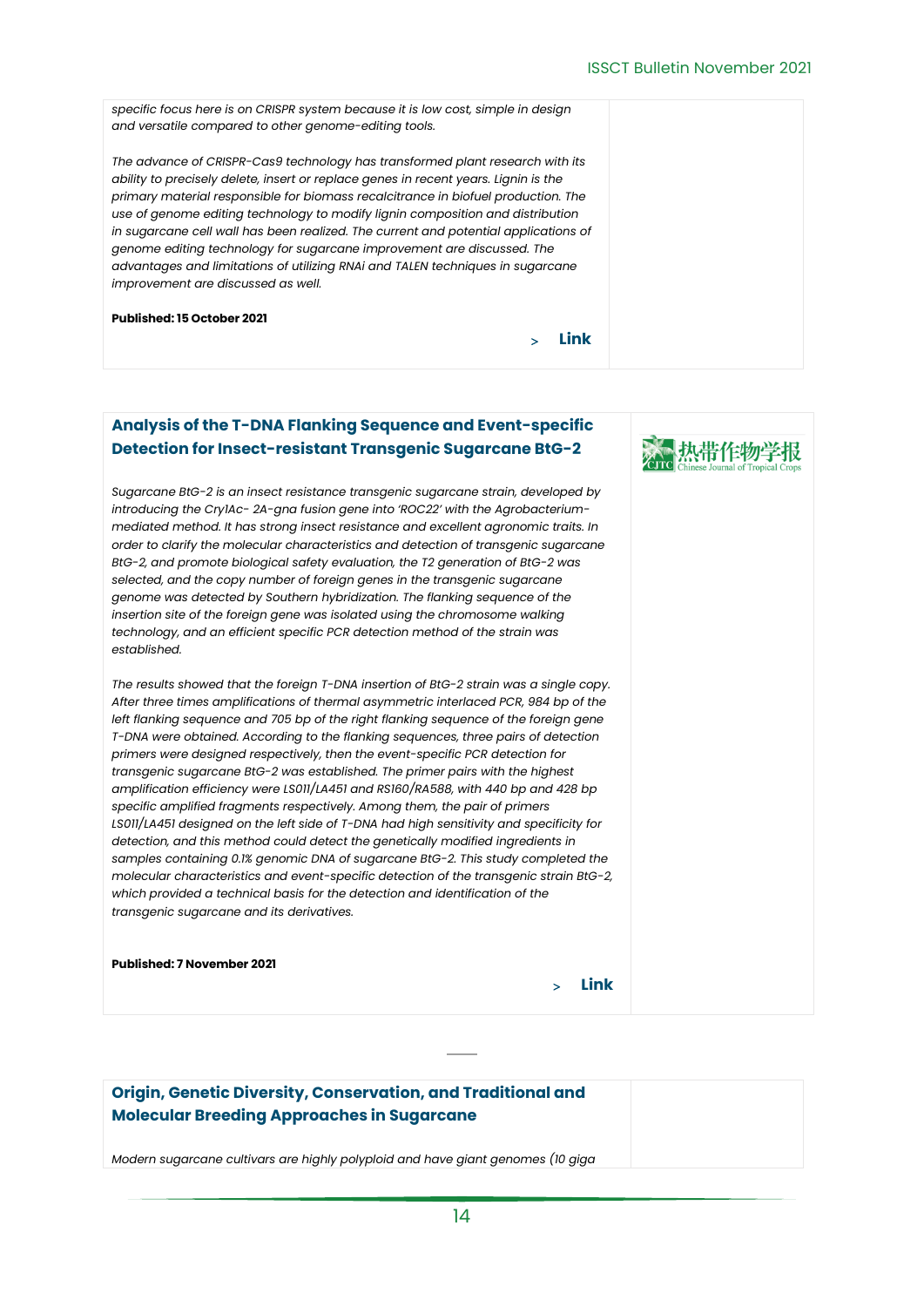*specific focus here is on CRISPR system because it is low cost, simple in design and versatile compared to other genome-editing tools.*

*The advance of CRISPR-Cas9 technology has transformed plant research with its ability to precisely delete, insert or replace genes in recent years. Lignin is the primary material responsible for biomass recalcitrance in biofuel production. The use of genome editing technology to modify lignin composition and distribution in sugarcane cell wall has been realized. The current and potential applications of genome editing technology for sugarcane improvement are discussed. The advantages and limitations of utilizing RNAi and TALEN techniques in sugarcane improvement are discussed as well.*

**Published: 15 October 2021**

\> **Link**

## Analysis of the T-DNA Flanking Sequence and Event-specific Detection for Insect-resistant Transgenic Sugarcane BtG-2

热带作物学报 Chinese Journal of Tropical Crops

*Sugarcane BtG-2 is an insect resistance transgenic sugarcane strain, developed by introducing the Cry1Ac- 2A-gna fusion gene into 'ROC22' with the Agrobacterium-mediated method. It has strong insect resistance and excellent agronomic traits. In order to clarify the molecular characteristics and detection of transgenic sugarcane BtG-2, and promote biological safety evaluation, the T2 generation of BtG-2 was selected, and the copy number of foreign genes in the transgenic sugarcane genome was detected by Southern hybridization. The flanking sequence of the insertion site of the foreign gene was isolated using the chromosome walking technology, and an efficient specific PCR detection method of the strain was established.*

*The results showed that the foreign T-DNA insertion of BtG-2 strain was a single copy. After three times amplifications of thermal asymmetric interlaced PCR, 984 bp of the left flanking sequence and 705 bp of the right flanking sequence of the foreign gene T-DNA were obtained. According to the flanking sequences, three pairs of detection primers were designed respectively, then the event-specific PCR detection for transgenic sugarcane BtG-2 was established. The primer pairs with the highest amplification efficiency were LS011/LA451 and RS160/RA588, with 440 bp and 428 bp specific amplified fragments respectively. Among them, the pair of primers LS011/LA451 designed on the left side of T-DNA had high sensitivity and specificity for detection, and this method could detect the genetically modified ingredients in samples containing 0.1% genomic DNA of sugarcane BtG-2. This study completed the molecular characteristics and event-specific detection of the transgenic strain BtG-2, which provided a technical basis for the detection and identification of the transgenic sugarcane and its derivatives.*

**Published: 7 November 2021**

\> **Link**

## Origin, Genetic Diversity, Conservation, and Traditional and Molecular Breeding Approaches in Sugarcane

*Modern sugarcane cultivars are highly polyploid and have giant genomes (10 giga*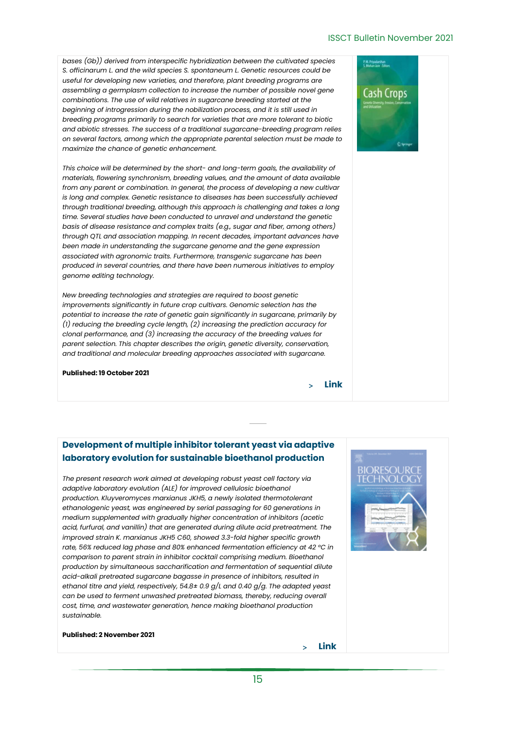*bases (Gb)) derived from interspecific hybridization between the cultivated species S. officinarum L. and the wild species S. spontaneum L. Genetic resources could be useful for developing new varieties, and therefore, plant breeding programs are assembling a germplasm collection to increase the number of possible novel gene combinations. The use of wild relatives in sugarcane breeding started at the beginning of introgression during the nobilization process, and it is still used in breeding programs primarily to search for varieties that are more tolerant to biotic and abiotic stresses. The success of a traditional sugarcane-breeding program relies on several factors, among which the appropriate parental selection must be made to maximize the chance of genetic enhancement.*

*This choice will be determined by the short- and long-term goals, the availability of materials, flowering synchronism, breeding values, and the amount of data available from any parent or combination. In general, the process of developing a new cultivar is long and complex. Genetic resistance to diseases has been successfully achieved through traditional breeding, although this approach is challenging and takes a long time. Several studies have been conducted to unravel and understand the genetic basis of disease resistance and complex traits (e.g., sugar and fiber, among others) through QTL and association mapping. In recent decades, important advances have been made in understanding the sugarcane genome and the gene expression associated with agronomic traits. Furthermore, transgenic sugarcane has been produced in several countries, and there have been numerous initiatives to employ genome editing technology.*

*New breeding technologies and strategies are required to boost genetic improvements significantly in future crop cultivars. Genomic selection has the potential to increase the rate of genetic gain significantly in sugarcane, primarily by (1) reducing the breeding cycle length, (2) increasing the prediction accuracy for clonal performance, and (3) increasing the accuracy of the breeding values for parent selection. This chapter describes the origin, genetic diversity, conservation, and traditional and molecular breeding approaches associated with sugarcane.*

**Published: 19 October 2021**

> **Link**

## Development of multiple inhibitor tolerant yeast via adaptive laboratory evolution for sustainable bioethanol production

*The present research work aimed at developing robust yeast cell factory via adaptive laboratory evolution (ALE) for improved cellulosic bioethanol production. Kluyveromyces marxianus JKH5, a newly isolated thermotolerant ethanologenic yeast, was engineered by serial passaging for 60 generations in medium supplemented with gradually higher concentration of inhibitors (acetic acid, furfural, and vanillin) that are generated during dilute acid pretreatment. The improved strain K. marxianus JKH5 C60, showed 3.3-fold higher specific growth rate, 56% reduced lag phase and 80% enhanced fermentation efficiency at 42 °C in comparison to parent strain in inhibitor cocktail comprising medium. Bioethanol production by simultaneous saccharification and fermentation of sequential dilute acid-alkali pretreated sugarcane bagasse in presence of inhibitors, resulted in ethanol titre and yield, respectively, 54.8± 0.9 g/L and 0.40 g/g. The adapted yeast can be used to ferment unwashed pretreated biomass, thereby, reducing overall cost, time, and wastewater generation, hence making bioethanol production sustainable.*

**Published: 2 November 2021**

> **Link**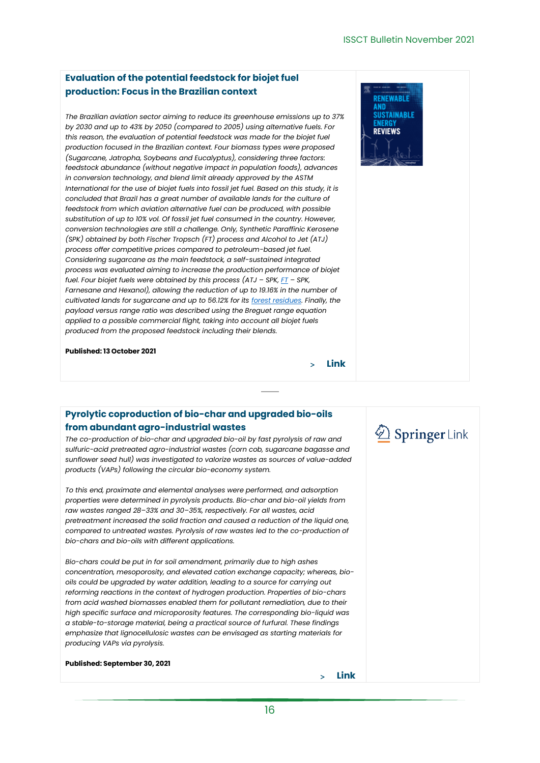## Evaluation of the potential feedstock for biojet fuel production: Focus in the Brazilian context

*The Brazilian aviation sector aiming to reduce its greenhouse emissions up to 37% by 2030 and up to 43% by 2050 (compared to 2005) using alternative fuels. For this reason, the evaluation of potential feedstock was made for the biojet fuel production focused in the Brazilian context. Four biomass types were proposed (Sugarcane, Jatropha, Soybeans and Eucalyptus), considering three factors: feedstock abundance (without negative impact in population foods), advances in conversion technology, and blend limit already approved by the ASTM International for the use of biojet fuels into fossil jet fuel. Based on this study, it is concluded that Brazil has a great number of available lands for the culture of feedstock from which aviation alternative fuel can be produced, with possible substitution of up to 10% vol. Of fossil jet fuel consumed in the country. However, conversion technologies are still a challenge. Only, Synthetic Paraffinic Kerosene (SPK) obtained by both Fischer Tropsch (FT) process and Alcohol to Jet (ATJ) process offer competitive prices compared to petroleum-based jet fuel. Considering sugarcane as the main feedstock, a self-sustained integrated process was evaluated aiming to increase the production performance of biojet fuel. Four biojet fuels were obtained by this process (ATJ – SPK, FT – SPK, Farnesane and Hexanol), allowing the reduction of up to 19.16% in the number of cultivated lands for sugarcane and up to 56.12% for its forest residues. Finally, the payload versus range ratio was described using the Breguet range equation applied to a possible commercial flight, taking into account all biojet fuels produced from the proposed feedstock including their blends.*

**Published: 13 October 2021**

> **Link**

## Pyrolytic coproduction of bio-char and upgraded bio-oils from abundant agro-industrial wastes

*The co-production of bio-char and upgraded bio-oil by fast pyrolysis of raw and sulfuric-acid pretreated agro-industrial wastes (corn cob, sugarcane bagasse and sunflower seed hull) was investigated to valorize wastes as sources of value-added products (VAPs) following the circular bio-economy system.*

*To this end, proximate and elemental analyses were performed, and adsorption properties were determined in pyrolysis products. Bio-char and bio-oil yields from raw wastes ranged 28–33% and 30–35%, respectively. For all wastes, acid pretreatment increased the solid fraction and caused a reduction of the liquid one, compared to untreated wastes. Pyrolysis of raw wastes led to the co-production of bio-chars and bio-oils with different applications.*

*Bio-chars could be put in for soil amendment, primarily due to high ashes concentration, mesoporosity, and elevated cation exchange capacity; whereas, bio-oils could be upgraded by water addition, leading to a source for carrying out reforming reactions in the context of hydrogen production. Properties of bio-chars from acid washed biomasses enabled them for pollutant remediation, due to their high specific surface and microporosity features. The corresponding bio-liquid was a stable-to-storage material, being a practical source of furfural. These findings emphasize that lignocellulosic wastes can be envisaged as starting materials for producing VAPs via pyrolysis.*

**Published: September 30, 2021**

> **Link**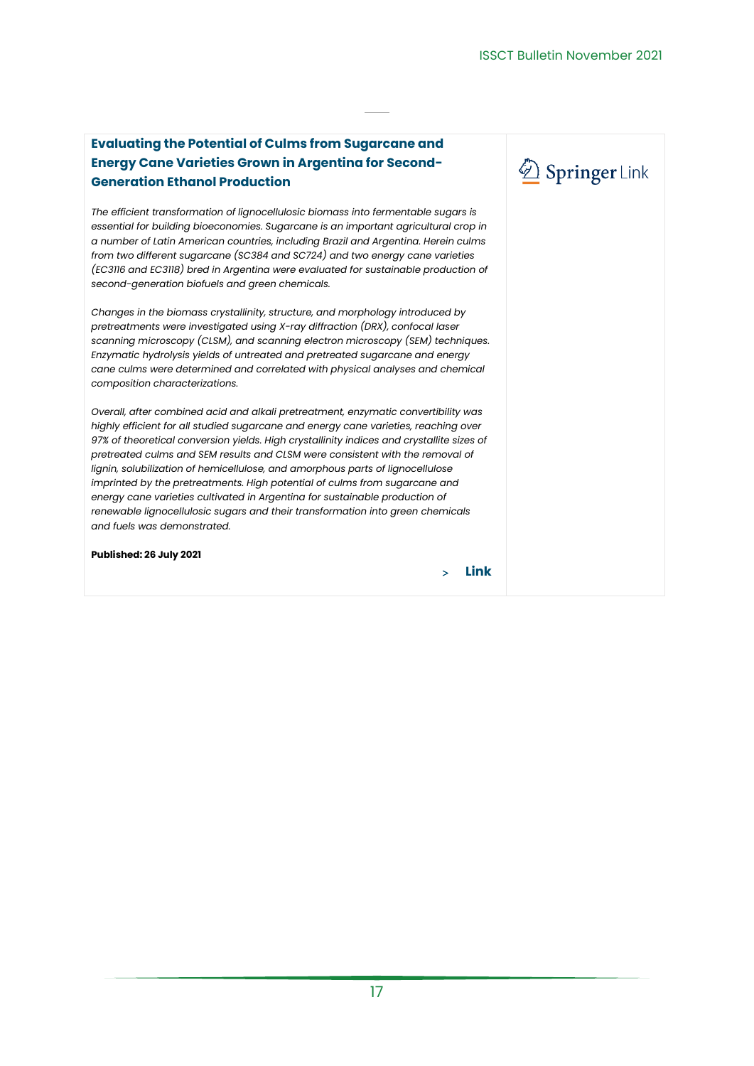## Evaluating the Potential of Culms from Sugarcane and Energy Cane Varieties Grown in Argentina for Second-Generation Ethanol Production

Springer Link

*The efficient transformation of lignocellulosic biomass into fermentable sugars is essential for building bioeconomies. Sugarcane is an important agricultural crop in a number of Latin American countries, including Brazil and Argentina. Herein culms from two different sugarcane (SC384 and SC724) and two energy cane varieties (EC3116 and EC3118) bred in Argentina were evaluated for sustainable production of second-generation biofuels and green chemicals.*

*Changes in the biomass crystallinity, structure, and morphology introduced by pretreatments were investigated using X-ray diffraction (DRX), confocal laser scanning microscopy (CLSM), and scanning electron microscopy (SEM) techniques. Enzymatic hydrolysis yields of untreated and pretreated sugarcane and energy cane culms were determined and correlated with physical analyses and chemical composition characterizations.*

*Overall, after combined acid and alkali pretreatment, enzymatic convertibility was highly efficient for all studied sugarcane and energy cane varieties, reaching over 97% of theoretical conversion yields. High crystallinity indices and crystallite sizes of pretreated culms and SEM results and CLSM were consistent with the removal of lignin, solubilization of hemicellulose, and amorphous parts of lignocellulose imprinted by the pretreatments. High potential of culms from sugarcane and energy cane varieties cultivated in Argentina for sustainable production of renewable lignocellulosic sugars and their transformation into green chemicals and fuels was demonstrated.*

**Published: 26 July 2021**

> **Link**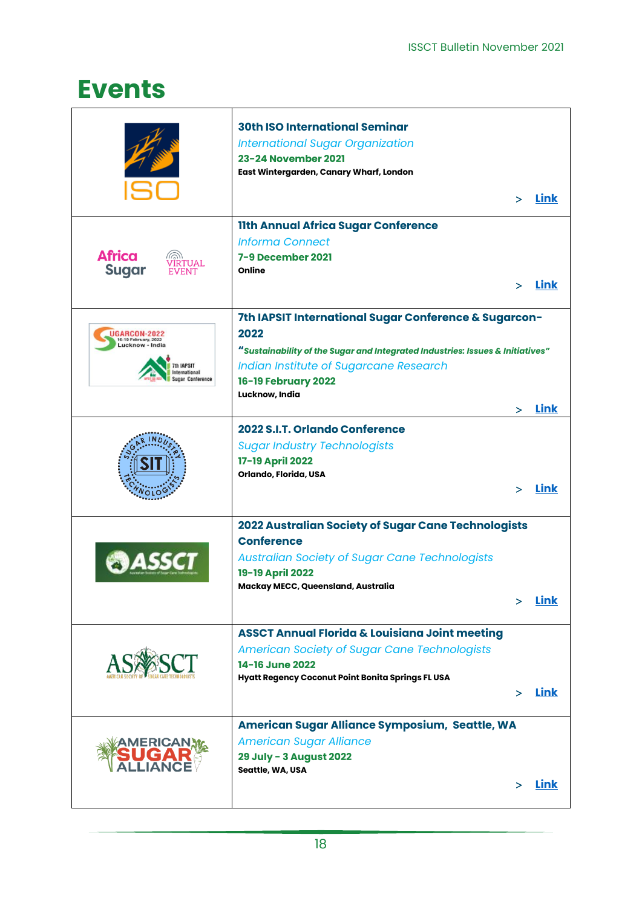# Events

| | |
|---|---|
| ISO | **30th ISO International Seminar**<br>*International Sugar Organization*<br>**23-24 November 2021**<br>**East Wintergarden, Canary Wharf, London**<br>> **Link** |
| Africa Sugar VIRTUAL EVENT | **11th Annual Africa Sugar Conference**<br>*Informa Connect*<br>**7-9 December 2021**<br>**Online**<br>> **Link** |
| SUGARCON-2022 16-19 February, 2022 Lucknow - India 7th IAPSIT International Sugar Conference | **7th IAPSIT International Sugar Conference & Sugarcon-2022**<br>***"Sustainability of the Sugar and Integrated Industries: Issues & Initiatives"***<br>*Indian Institute of Sugarcane Research*<br>**16-19 February 2022**<br>**Lucknow, India**<br>> **Link** |
| SUGAR INDUSTRY TECHNOLOGISTS SIT | **2022 S.I.T. Orlando Conference**<br>*Sugar Industry Technologists*<br>**17-19 April 2022**<br>**Orlando, Florida, USA**<br>> **Link** |
| ASSCT Australian Society of Sugar Cane Technologists | **2022 Australian Society of Sugar Cane Technologists Conference**<br>*Australian Society of Sugar Cane Technologists*<br>**19-19 April 2022**<br>**Mackay MECC, Queensland, Australia**<br>> **Link** |
| ASSCT American Society of Sugar Cane Technologists | **ASSCT Annual Florida & Louisiana Joint meeting**<br>*American Society of Sugar Cane Technologists*<br>**14-16 June 2022**<br>**Hyatt Regency Coconut Point Bonita Springs FL USA**<br>> **Link** |
| AMERICAN SUGAR ALLIANCE | **American Sugar Alliance Symposium, Seattle, WA**<br>*American Sugar Alliance*<br>**29 July - 3 August 2022**<br>**Seattle, WA, USA**<br>> **Link** |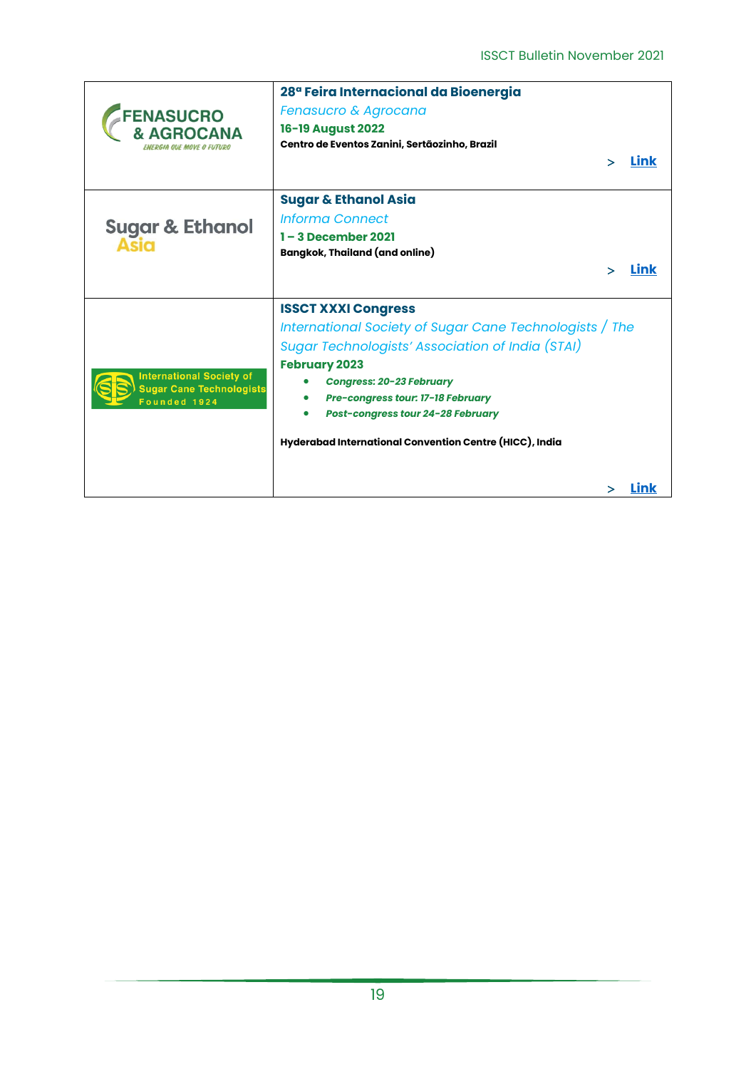| | |
|---|---|
| FENASUCRO & AGROCANA ENERGIA QUE MOVE O FUTURO | **28ª Feira Internacional da Bioenergia**<br>*Fenasucro & Agrocana*<br>**16-19 August 2022**<br>**Centro de Eventos Zanini, Sertãozinho, Brazil**<br>> **Link** |
| Sugar & Ethanol Asia | **Sugar & Ethanol Asia**<br>*Informa Connect*<br>**1 – 3 December 2021**<br>**Bangkok, Thailand (and online)**<br>> **Link** |
| International Society of Sugar Cane Technologists Founded 1924 | **ISSCT XXXI Congress**<br>*International Society of Sugar Cane Technologists / The Sugar Technologists' Association of India (STAI)*<br>**February 2023**<br>• ***Congress: 20-23 February***<br>• ***Pre-congress tour: 17-18 February***<br>• ***Post-congress tour 24-28 February***<br><br>**Hyderabad International Convention Centre (HICC), India**<br>> **Link** |